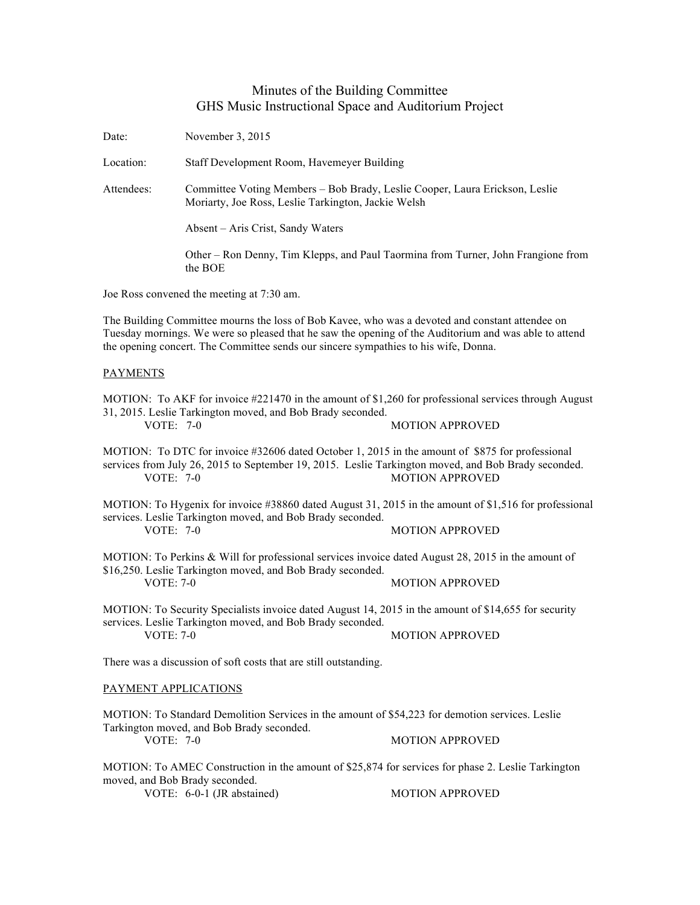# Minutes of the Building Committee
## GHS Music Instructional Space and Auditorium Project

Date: November 3, 2015

Location: Staff Development Room, Havemeyer Building

Attendees: Committee Voting Members – Bob Brady, Leslie Cooper, Laura Erickson, Leslie Moriarty, Joe Ross, Leslie Tarkington, Jackie Welsh

Absent – Aris Crist, Sandy Waters

Other – Ron Denny, Tim Klepps, and Paul Taormina from Turner, John Frangione from the BOE

Joe Ross convened the meeting at 7:30 am.

The Building Committee mourns the loss of Bob Kavee, who was a devoted and constant attendee on Tuesday mornings. We were so pleased that he saw the opening of the Auditorium and was able to attend the opening concert. The Committee sends our sincere sympathies to his wife, Donna.

PAYMENTS

MOTION: To AKF for invoice #221470 in the amount of $1,260 for professional services through August 31, 2015. Leslie Tarkington moved, and Bob Brady seconded.
VOTE: 7-0 MOTION APPROVED

MOTION: To DTC for invoice #32606 dated October 1, 2015 in the amount of $875 for professional services from July 26, 2015 to September 19, 2015. Leslie Tarkington moved, and Bob Brady seconded.
VOTE: 7-0 MOTION APPROVED

MOTION: To Hygenix for invoice #38860 dated August 31, 2015 in the amount of $1,516 for professional services. Leslie Tarkington moved, and Bob Brady seconded.
VOTE: 7-0 MOTION APPROVED

MOTION: To Perkins & Will for professional services invoice dated August 28, 2015 in the amount of $16,250. Leslie Tarkington moved, and Bob Brady seconded.
VOTE: 7-0 MOTION APPROVED

MOTION: To Security Specialists invoice dated August 14, 2015 in the amount of $14,655 for security services. Leslie Tarkington moved, and Bob Brady seconded.
VOTE: 7-0 MOTION APPROVED

There was a discussion of soft costs that are still outstanding.

PAYMENT APPLICATIONS

MOTION: To Standard Demolition Services in the amount of $54,223 for demotion services. Leslie Tarkington moved, and Bob Brady seconded.
VOTE: 7-0 MOTION APPROVED

MOTION: To AMEC Construction in the amount of $25,874 for services for phase 2. Leslie Tarkington moved, and Bob Brady seconded.
VOTE: 6-0-1 (JR abstained) MOTION APPROVED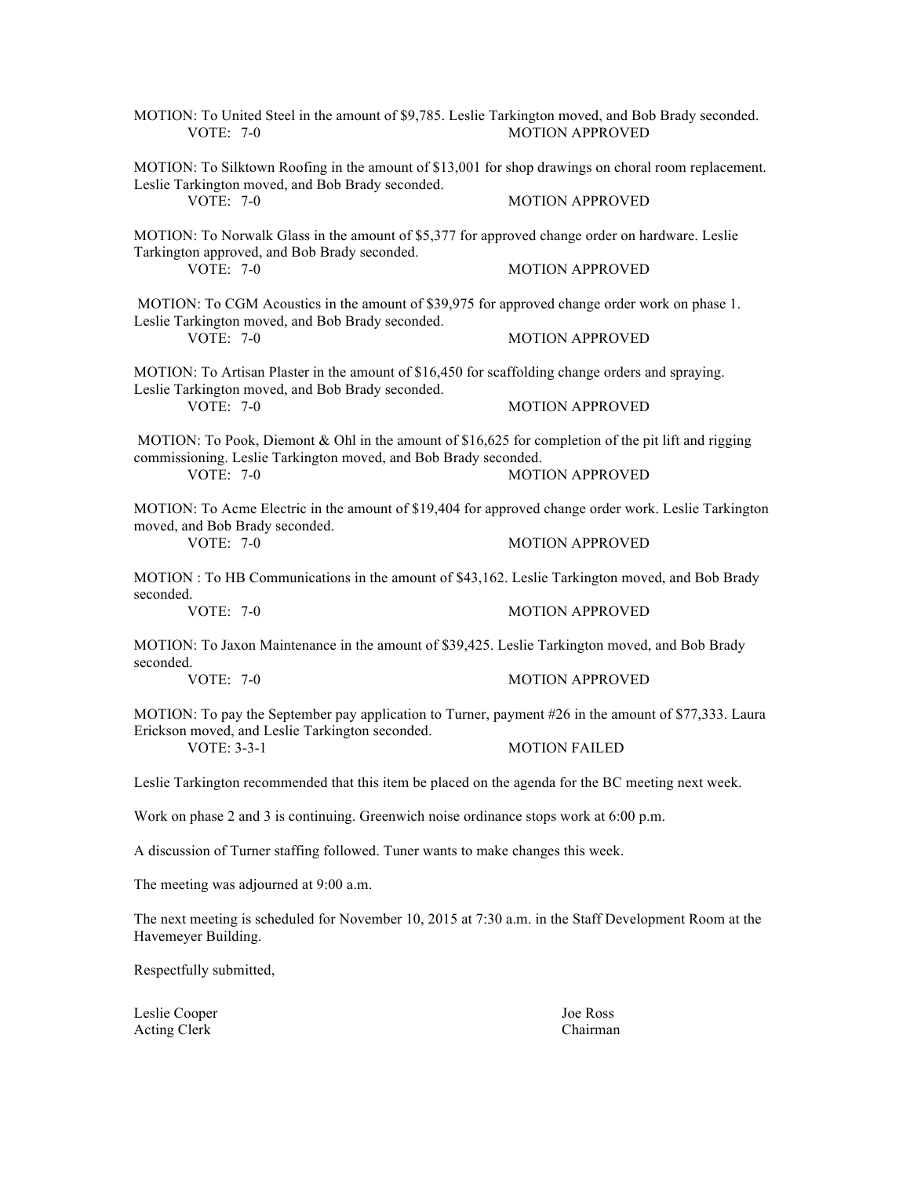MOTION: To United Steel in the amount of $9,785. Leslie Tarkington moved, and Bob Brady seconded.
VOTE: 7-0 MOTION APPROVED

MOTION: To Silktown Roofing in the amount of $13,001 for shop drawings on choral room replacement. Leslie Tarkington moved, and Bob Brady seconded.
VOTE: 7-0 MOTION APPROVED

MOTION: To Norwalk Glass in the amount of $5,377 for approved change order on hardware. Leslie Tarkington approved, and Bob Brady seconded.
VOTE: 7-0 MOTION APPROVED

MOTION: To CGM Acoustics in the amount of $39,975 for approved change order work on phase 1. Leslie Tarkington moved, and Bob Brady seconded.
VOTE: 7-0 MOTION APPROVED

MOTION: To Artisan Plaster in the amount of $16,450 for scaffolding change orders and spraying. Leslie Tarkington moved, and Bob Brady seconded.
VOTE: 7-0 MOTION APPROVED

MOTION: To Pook, Diemont & Ohl in the amount of $16,625 for completion of the pit lift and rigging commissioning. Leslie Tarkington moved, and Bob Brady seconded.
VOTE: 7-0 MOTION APPROVED

MOTION: To Acme Electric in the amount of $19,404 for approved change order work. Leslie Tarkington moved, and Bob Brady seconded.
VOTE: 7-0 MOTION APPROVED

MOTION : To HB Communications in the amount of $43,162. Leslie Tarkington moved, and Bob Brady seconded.
VOTE: 7-0 MOTION APPROVED

MOTION: To Jaxon Maintenance in the amount of $39,425. Leslie Tarkington moved, and Bob Brady seconded.
VOTE: 7-0 MOTION APPROVED

MOTION: To pay the September pay application to Turner, payment #26 in the amount of $77,333. Laura Erickson moved, and Leslie Tarkington seconded.
VOTE: 3-3-1 MOTION FAILED

Leslie Tarkington recommended that this item be placed on the agenda for the BC meeting next week.

Work on phase 2 and 3 is continuing. Greenwich noise ordinance stops work at 6:00 p.m.

A discussion of Turner staffing followed. Tuner wants to make changes this week.

The meeting was adjourned at 9:00 a.m.

The next meeting is scheduled for November 10, 2015 at 7:30 a.m. in the Staff Development Room at the Havemeyer Building.

Respectfully submitted,

Leslie Cooper
Acting Clerk

Joe Ross
Chairman